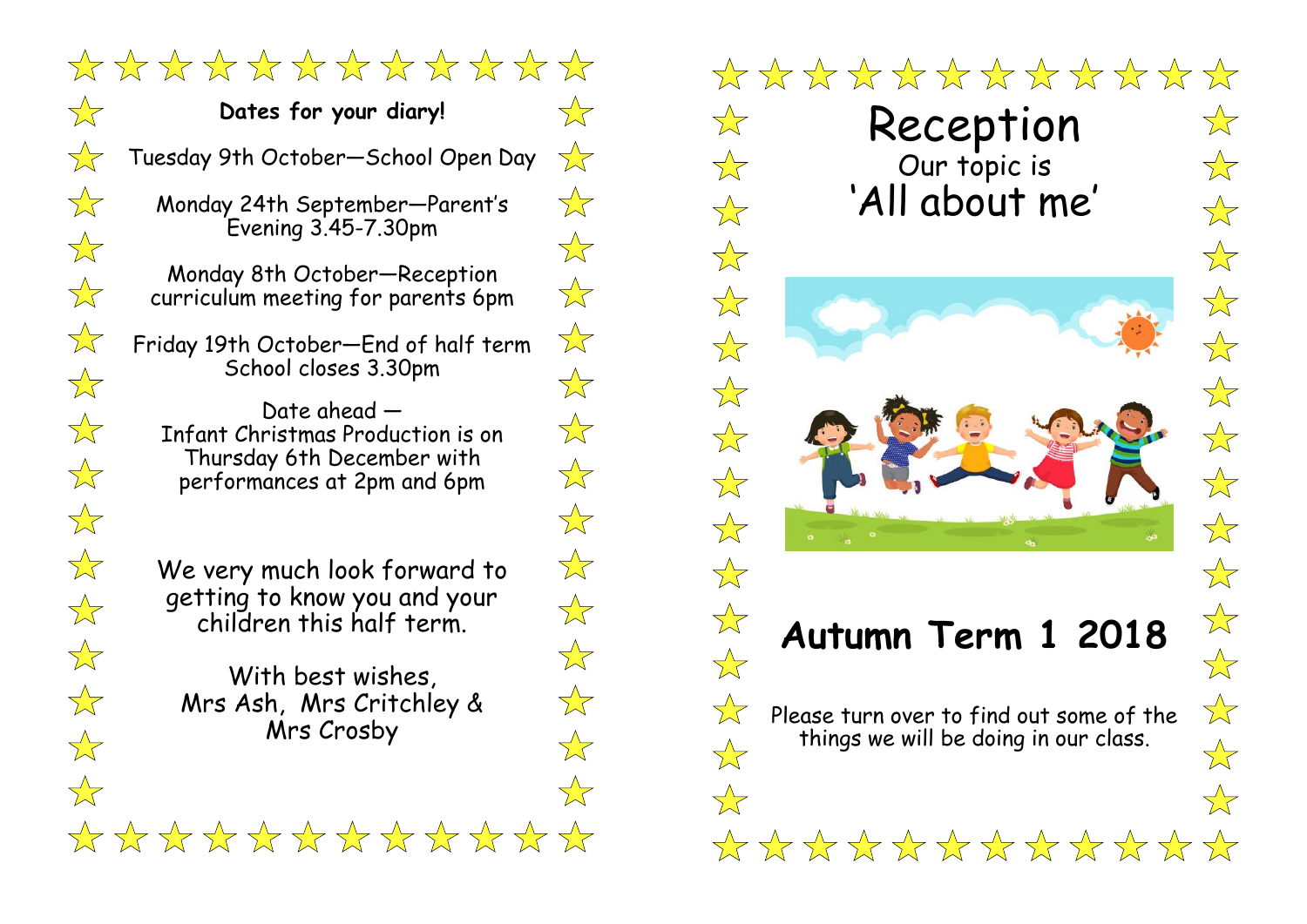**Dates for your diary!**

Tuesday 9th October—School Open Day

Monday 24th September—Parent's Evening 3.45-7.30pm

Monday 8th October—Reception curriculum meeting for parents 6pm

Friday 19th October—End of half term School closes 3.30pm

Date ahead — Infant Christmas Production is on Thursday 6th December with performances at 2pm and 6pm

We very much look forward to getting to know you and your children this half term.

With best wishes,
Mrs Ash, Mrs Critchley & Mrs Crosby

# Reception

Our topic is

## 'All about me'

## Autumn Term 1 2018

Please turn over to find out some of the things we will be doing in our class.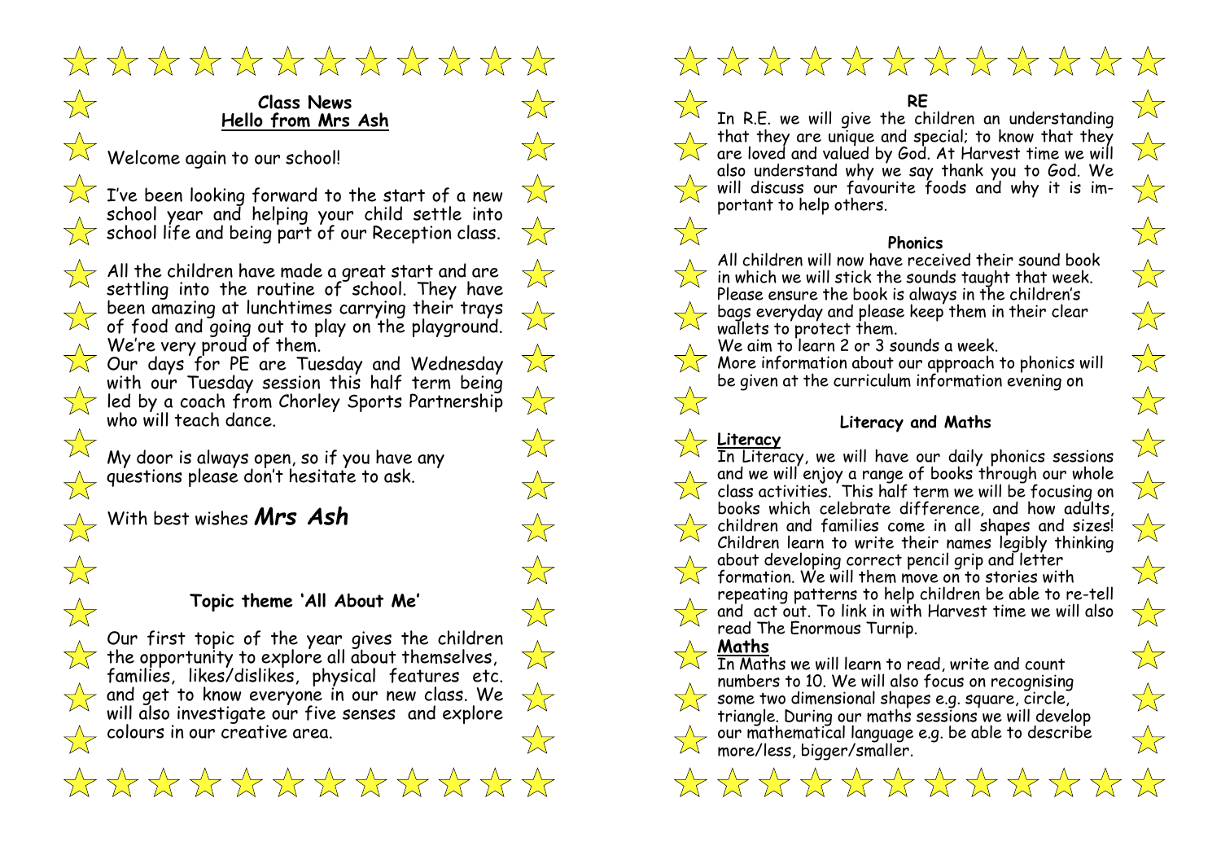## Class News
## Hello from Mrs Ash

Welcome again to our school!

I've been looking forward to the start of a new school year and helping your child settle into school life and being part of our Reception class.

All the children have made a great start and are settling into the routine of school. They have been amazing at lunchtimes carrying their trays of food and going out to play on the playground. We're very proud of them.
Our days for PE are Tuesday and Wednesday with our Tuesday session this half term being led by a coach from Chorley Sports Partnership who will teach dance.

My door is always open, so if you have any questions please don't hesitate to ask.

With best wishes ***Mrs Ash***

## Topic theme 'All About Me'

Our first topic of the year gives the children the opportunity to explore all about themselves, families, likes/dislikes, physical features etc. and get to know everyone in our new class. We will also investigate our five senses and explore colours in our creative area.

## RE

In R.E. we will give the children an understanding that they are unique and special; to know that they are loved and valued by God. At Harvest time we will also understand why we say thank you to God. We will discuss our favourite foods and why it is important to help others.

## Phonics

All children will now have received their sound book in which we will stick the sounds taught that week. Please ensure the book is always in the children's bags everyday and please keep them in their clear wallets to protect them.
We aim to learn 2 or 3 sounds a week.
More information about our approach to phonics will be given at the curriculum information evening on

## Literacy and Maths

**Literacy**

In Literacy, we will have our daily phonics sessions and we will enjoy a range of books through our whole class activities. This half term we will be focusing on books which celebrate difference, and how adults, children and families come in all shapes and sizes! Children learn to write their names legibly thinking about developing correct pencil grip and letter formation. We will them move on to stories with repeating patterns to help children be able to re-tell and act out. To link in with Harvest time we will also read The Enormous Turnip.

**Maths**

In Maths we will learn to read, write and count numbers to 10. We will also focus on recognising some two dimensional shapes e.g. square, circle, triangle. During our maths sessions we will develop our mathematical language e.g. be able to describe more/less, bigger/smaller.